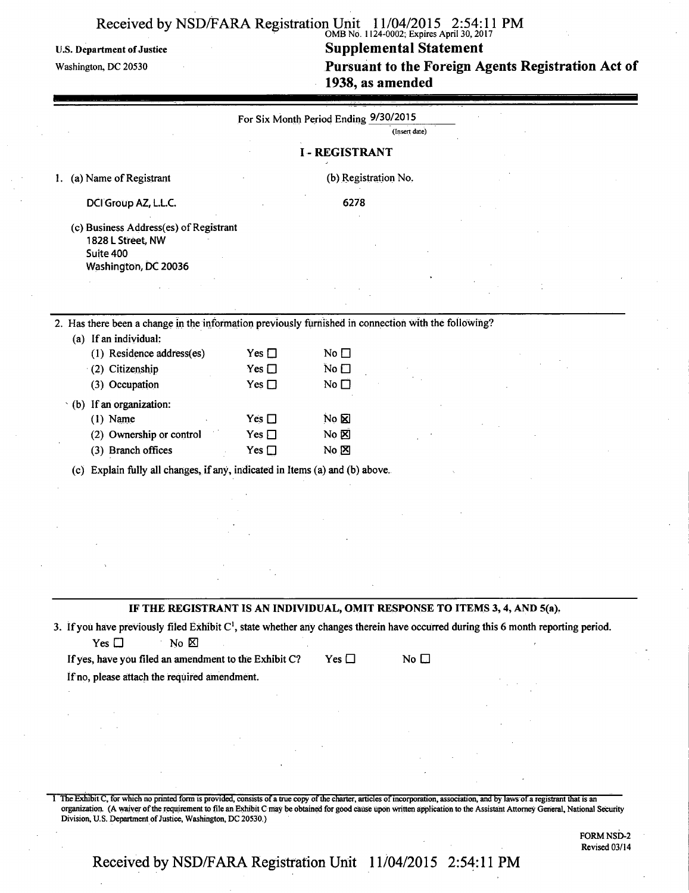U.S. Department of Justice
Washington, DC 20530

OMB No. 1124-0002; Expires April 30, 2017

# Supplemental Statement
# Pursuant to the Foreign Agents Registration Act of 1938, as amended

For Six Month Period Ending 9/30/2015
(Insert date)

## I - REGISTRANT

1. (a) Name of Registrant

   DCI Group AZ, L.L.C.

   (b) Registration No.

   6278

   (c) Business Address(es) of Registrant
   1828 L Street, NW
   Suite 400
   Washington, DC 20036

2. Has there been a change in the information previously furnished in connection with the following?

   (a) If an individual:

   | | | |
   |---|---|---|
   | (1) Residence address(es) | Yes ☐ | No ☐ |
   | (2) Citizenship | Yes ☐ | No ☐ |
   | (3) Occupation | Yes ☐ | No ☐ |

   (b) If an organization:

   | | | |
   |---|---|---|
   | (1) Name | Yes ☐ | No ☒ |
   | (2) Ownership or control | Yes ☐ | No ☒ |
   | (3) Branch offices | Yes ☐ | No ☒ |

   (c) Explain fully all changes, if any, indicated in Items (a) and (b) above.

**IF THE REGISTRANT IS AN INDIVIDUAL, OMIT RESPONSE TO ITEMS 3, 4, AND 5(a).**

3. If you have previously filed Exhibit C[1], state whether any changes therein have occurred during this 6 month reporting period.

   Yes ☐ No ☒

   If yes, have you filed an amendment to the Exhibit C? Yes ☐ No ☐

   If no, please attach the required amendment.

[1] The Exhibit C, for which no printed form is provided, consists of a true copy of the charter, articles of incorporation, association, and by laws of a registrant that is an organization. (A waiver of the requirement to file an Exhibit C may be obtained for good cause upon written application to the Assistant Attorney General, National Security Division, U.S. Department of Justice, Washington, DC 20530.)

FORM NSD-2
Revised 03/14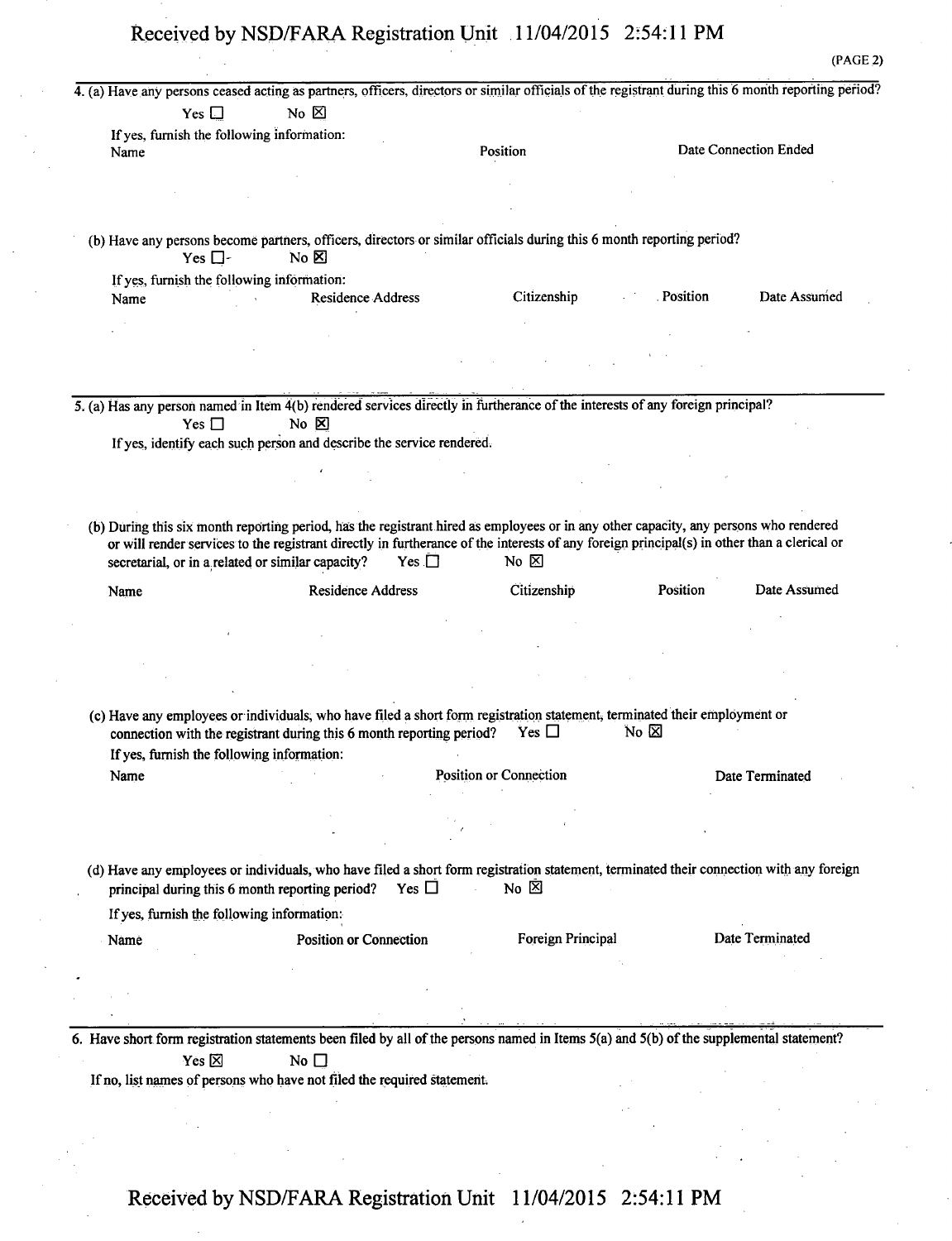(PAGE 2)

4. (a) Have any persons ceased acting as partners, officers, directors or similar officials of the registrant during this 6 month reporting period?

Yes ☐ No ☒

If yes, furnish the following information:

| Name | Position | Date Connection Ended |
|---|---|---|
| | | |

(b) Have any persons become partners, officers, directors or similar officials during this 6 month reporting period?

Yes ☐ No ☒

If yes, furnish the following information:

| Name | Residence Address | Citizenship | Position | Date Assumed |
|---|---|---|---|---|
| | | | | |

5. (a) Has any person named in Item 4(b) rendered services directly in furtherance of the interests of any foreign principal?

Yes ☐ No ☒

If yes, identify each such person and describe the service rendered.

(b) During this six month reporting period, has the registrant hired as employees or in any other capacity, any persons who rendered or will render services to the registrant directly in furtherance of the interests of any foreign principal(s) in other than a clerical or secretarial, or in a related or similar capacity? Yes ☐ No ☒

| Name | Residence Address | Citizenship | Position | Date Assumed |
|---|---|---|---|---|
| | | | | |

(c) Have any employees or individuals, who have filed a short form registration statement, terminated their employment or connection with the registrant during this 6 month reporting period? Yes ☐ No ☒

If yes, furnish the following information:

| Name | Position or Connection | Date Terminated |
|---|---|---|
| | | |

(d) Have any employees or individuals, who have filed a short form registration statement, terminated their connection with any foreign principal during this 6 month reporting period? Yes ☐ No ☒

If yes, furnish the following information:

| Name | Position or Connection | Foreign Principal | Date Terminated |
|---|---|---|---|
| | | | |

6. Have short form registration statements been filed by all of the persons named in Items 5(a) and 5(b) of the supplemental statement?

Yes ☒ No ☐

If no, list names of persons who have not filed the required statement.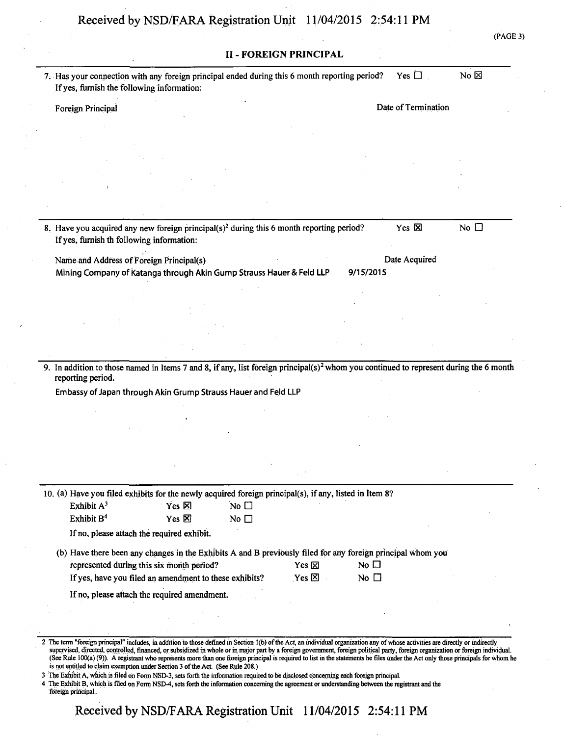## II - FOREIGN PRINCIPAL

7. Has your connection with any foreign principal ended during this 6 month reporting period? Yes ☐ No ☒

   If yes, furnish the following information:

   | Foreign Principal | Date of Termination |
   | --- | --- |

8. Have you acquired any new foreign principal(s)[2] during this 6 month reporting period? Yes ☒ No ☐

   If yes, furnish th following information:

   | Name and Address of Foreign Principal(s) | Date Acquired |
   | --- | --- |
   | Mining Company of Katanga through Akin Gump Strauss Hauer & Feld LLP | 9/15/2015 |

9. In addition to those named in Items 7 and 8, if any, list foreign principal(s)[2] whom you continued to represent during the 6 month reporting period.

   Embassy of Japan through Akin Grump Strauss Hauer and Feld LLP

10. (a) Have you filed exhibits for the newly acquired foreign principal(s), if any, listed in Item 8?

    | | | |
    | --- | --- | --- |
    | Exhibit A[3] | Yes ☒ | No ☐ |
    | Exhibit B[4] | Yes ☒ | No ☐ |

    If no, please attach the required exhibit.

    (b) Have there been any changes in the Exhibits A and B previously filed for any foreign principal whom you represented during this six month period? Yes ☒ No ☐

    If yes, have you filed an amendment to these exhibits? Yes ☒ No ☐

    If no, please attach the required amendment.

---

2 The term "foreign principal" includes, in addition to those defined in Section 1(b) of the Act, an individual organization any of whose activities are directly or indirectly supervised, directed, controlled, financed, or subsidized in whole or in major part by a foreign government, foreign political party, foreign organization or foreign individual. (See Rule 100(a) (9)). A registrant who represents more than one foreign principal is required to list in the statements he files under the Act only those principals for whom he is not entitled to claim exemption under Section 3 of the Act. (See Rule 208.)

3 The Exhibit A, which is filed on Form NSD-3, sets forth the information required to be disclosed concerning each foreign principal.

4 The Exhibit B, which is filed on Form NSD-4, sets forth the information concerning the agreement or understanding between the registrant and the foreign principal.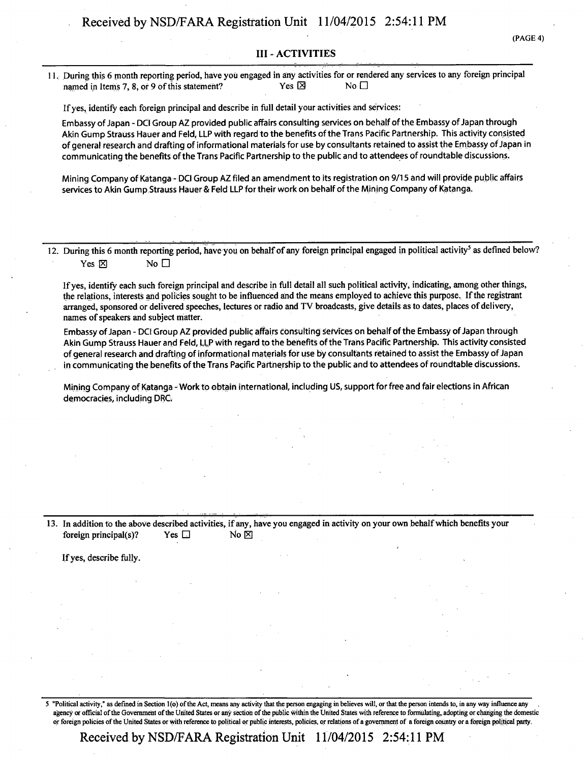## III - ACTIVITIES

11. During this 6 month reporting period, have you engaged in any activities for or rendered any services to any foreign principal named in Items 7, 8, or 9 of this statement? Yes ☒ No ☐

If yes, identify each foreign principal and describe in full detail your activities and services:

Embassy of Japan - DCI Group AZ provided public affairs consulting services on behalf of the Embassy of Japan through Akin Gump Strauss Hauer and Feld, LLP with regard to the benefits of the Trans Pacific Partnership. This activity consisted of general research and drafting of informational materials for use by consultants retained to assist the Embassy of Japan in communicating the benefits of the Trans Pacific Partnership to the public and to attendees of roundtable discussions.

Mining Company of Katanga - DCI Group AZ filed an amendment to its registration on 9/15 and will provide public affairs services to Akin Gump Strauss Hauer & Feld LLP for their work on behalf of the Mining Company of Katanga.

12. During this 6 month reporting period, have you on behalf of any foreign principal engaged in political activity[5] as defined below? Yes ☒ No ☐

If yes, identify each such foreign principal and describe in full detail all such political activity, indicating, among other things, the relations, interests and policies sought to be influenced and the means employed to achieve this purpose. If the registrant arranged, sponsored or delivered speeches, lectures or radio and TV broadcasts, give details as to dates, places of delivery, names of speakers and subject matter.

Embassy of Japan - DCI Group AZ provided public affairs consulting services on behalf of the Embassy of Japan through Akin Gump Strauss Hauer and Feld, LLP with regard to the benefits of the Trans Pacific Partnership. This activity consisted of general research and drafting of informational materials for use by consultants retained to assist the Embassy of Japan in communicating the benefits of the Trans Pacific Partnership to the public and to attendees of roundtable discussions.

Mining Company of Katanga - Work to obtain international, including US, support for free and fair elections in African democracies, including DRC.

13. In addition to the above described activities, if any, have you engaged in activity on your own behalf which benefits your foreign principal(s)? Yes ☐ No ☒

If yes, describe fully.

5 "Political activity," as defined in Section 1(o) of the Act, means any activity that the person engaging in believes will, or that the person intends to, in any way influence any agency or official of the Government of the United States or any section of the public within the United States with reference to formulating, adopting or changing the domestic or foreign policies of the United States or with reference to political or public interests, policies, or relations of a government of a foreign country or a foreign political party.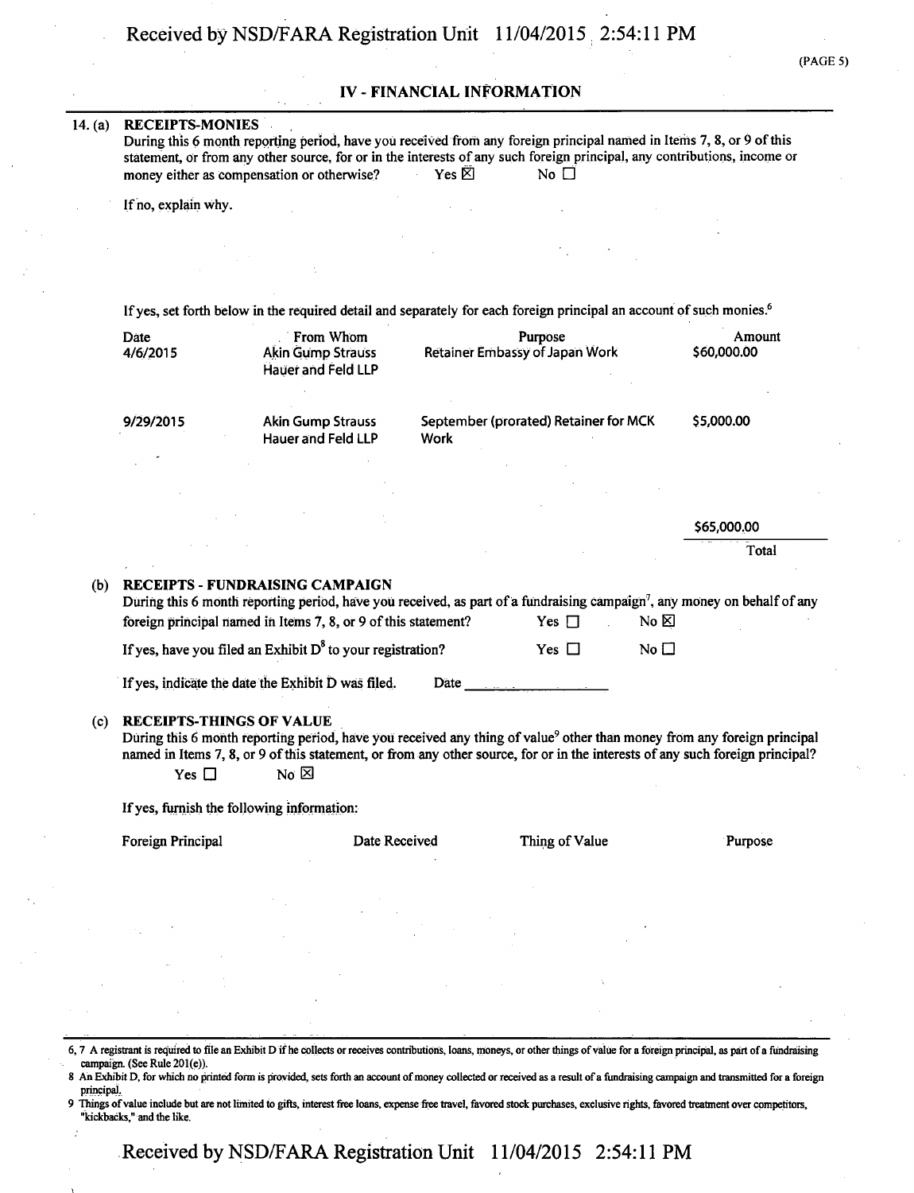(PAGE 5)

## IV - FINANCIAL INFORMATION

14. (a) **RECEIPTS-MONIES**

During this 6 month reporting period, have you received from any foreign principal named in Items 7, 8, or 9 of this statement, or from any other source, for or in the interests of any such foreign principal, any contributions, income or money either as compensation or otherwise? Yes ☒ No ☐

If no, explain why.

If yes, set forth below in the required detail and separately for each foreign principal an account of such monies.[6]

| Date | From Whom | Purpose | Amount |
|---|---|---|---|
| 4/6/2015 | Akin Gump Strauss Hauer and Feld LLP | Retainer Embassy of Japan Work | $60,000.00 |
| 9/29/2015 | Akin Gump Strauss Hauer and Feld LLP | September (prorated) Retainer for MCK Work | $5,000.00 |
| | | | $65,000.00 |
| | | | Total |

(b) **RECEIPTS - FUNDRAISING CAMPAIGN**

During this 6 month reporting period, have you received, as part of a fundraising campaign[7], any money on behalf of any foreign principal named in Items 7, 8, or 9 of this statement? Yes ☐ No ☒

If yes, have you filed an Exhibit D[8] to your registration? Yes ☐ No ☐

If yes, indicate the date the Exhibit D was filed. Date ____________

(c) **RECEIPTS-THINGS OF VALUE**

During this 6 month reporting period, have you received any thing of value[9] other than money from any foreign principal named in Items 7, 8, or 9 of this statement, or from any other source, for or in the interests of any such foreign principal?

Yes ☐ No ☒

If yes, furnish the following information:

| Foreign Principal | Date Received | Thing of Value | Purpose |
|---|---|---|---|

6, 7 A registrant is required to file an Exhibit D if he collects or receives contributions, loans, moneys, or other things of value for a foreign principal, as part of a fundraising campaign. (See Rule 201(e)).

8 An Exhibit D, for which no printed form is provided, sets forth an account of money collected or received as a result of a fundraising campaign and transmitted for a foreign principal.

9 Things of value include but are not limited to gifts, interest free loans, expense free travel, favored stock purchases, exclusive rights, favored treatment over competitors, "kickbacks," and the like.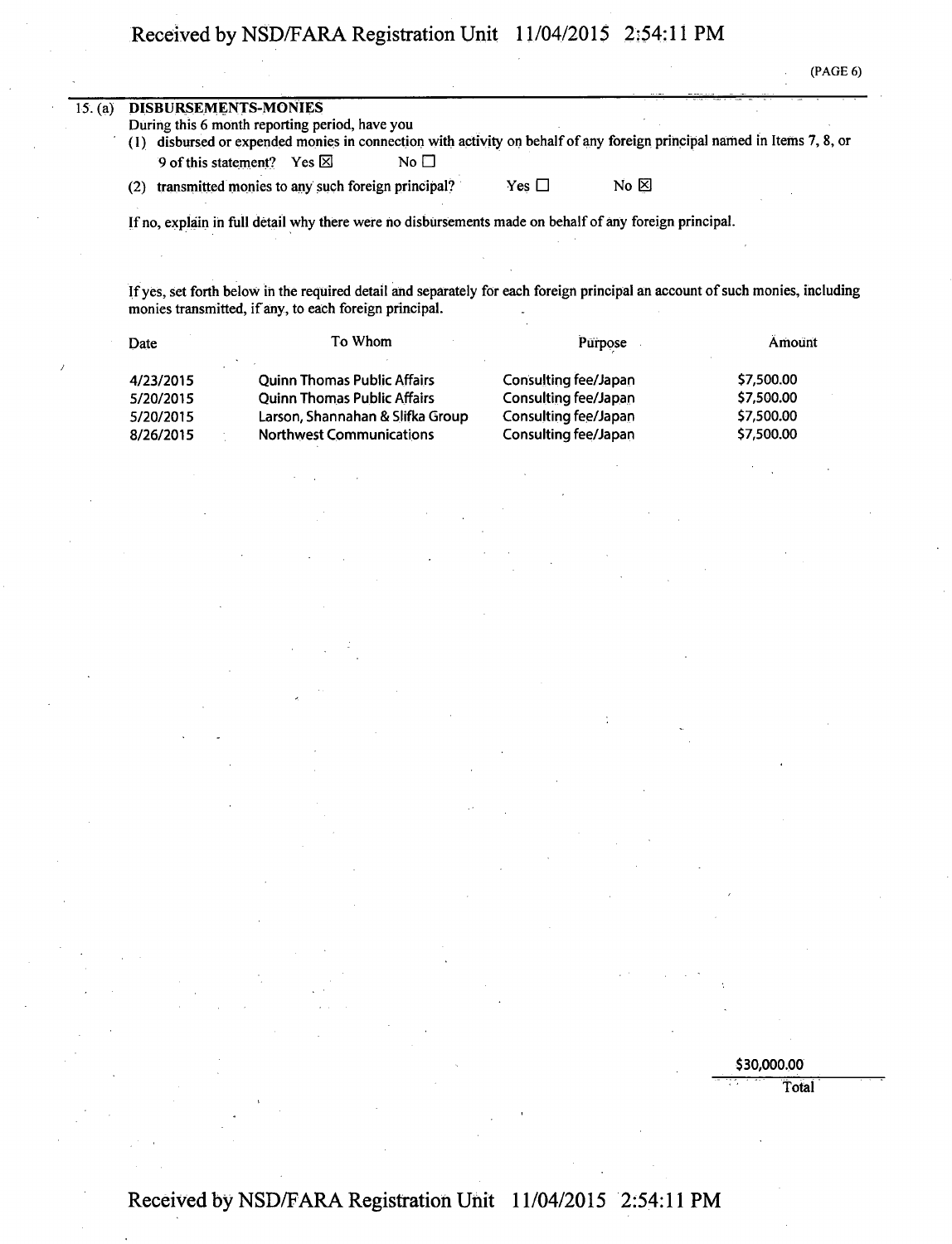15. (a) **DISBURSEMENTS-MONIES**

During this 6 month reporting period, have you

(1) disbursed or expended monies in connection with activity on behalf of any foreign principal named in Items 7, 8, or 9 of this statement? Yes ☒ No ☐

(2) transmitted monies to any such foreign principal? Yes ☐ No ☒

If no, explain in full detail why there were no disbursements made on behalf of any foreign principal.

If yes, set forth below in the required detail and separately for each foreign principal an account of such monies, including monies transmitted, if any, to each foreign principal.

| Date | To Whom | Purpose | Amount |
|---|---|---|---|
| 4/23/2015 | Quinn Thomas Public Affairs | Consulting fee/Japan | $7,500.00 |
| 5/20/2015 | Quinn Thomas Public Affairs | Consulting fee/Japan | $7,500.00 |
| 5/20/2015 | Larson, Shannahan & Slifka Group | Consulting fee/Japan | $7,500.00 |
| 8/26/2015 | Northwest Communications | Consulting fee/Japan | $7,500.00 |

$30,000.00
Total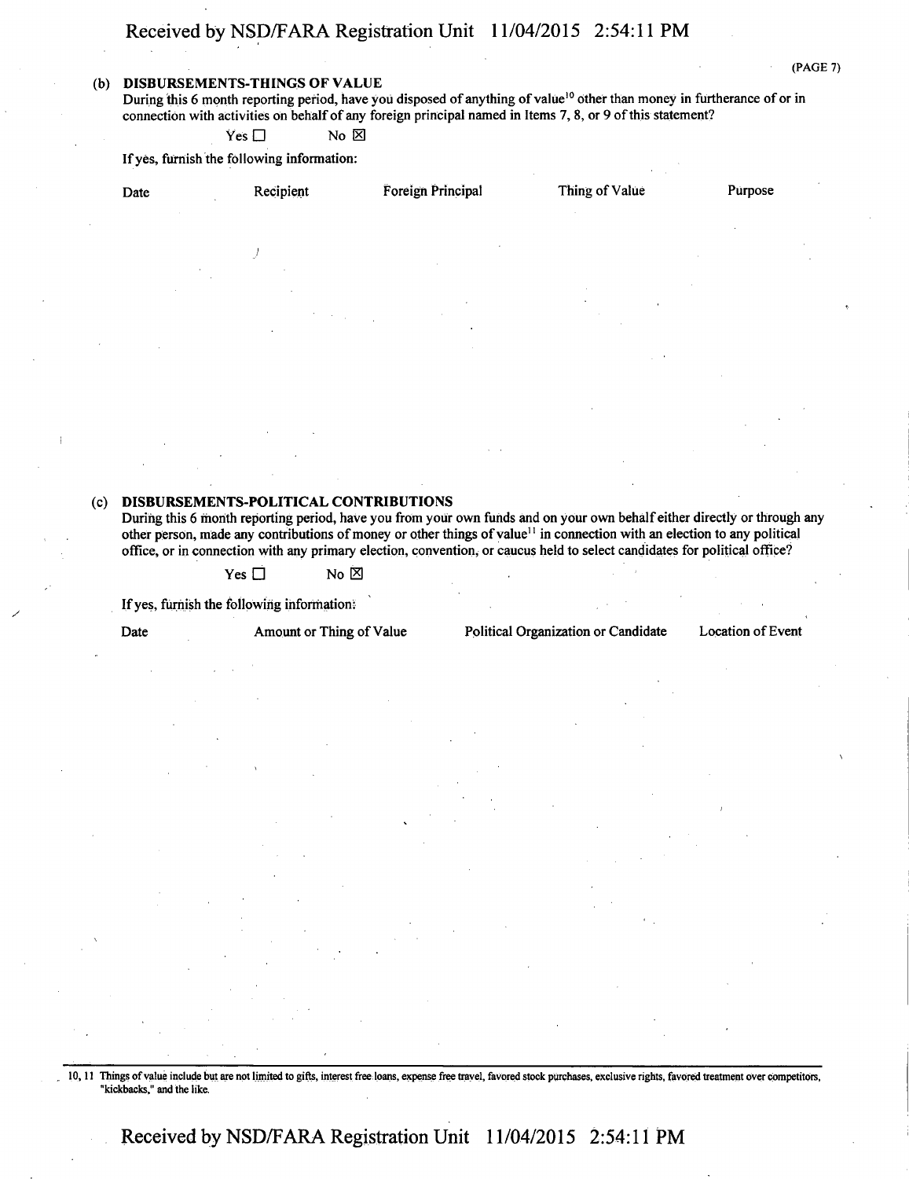**(b) DISBURSEMENTS-THINGS OF VALUE**

During this 6 month reporting period, have you disposed of anything of value[10] other than money in furtherance of or in connection with activities on behalf of any foreign principal named in Items 7, 8, or 9 of this statement?

Yes ☐ No ☒

If yes, furnish the following information:

| Date | Recipient | Foreign Principal | Thing of Value | Purpose |
|---|---|---|---|---|

**(c) DISBURSEMENTS-POLITICAL CONTRIBUTIONS**

During this 6 month reporting period, have you from your own funds and on your own behalf either directly or through any other person, made any contributions of money or other things of value[11] in connection with an election to any political office, or in connection with any primary election, convention, or caucus held to select candidates for political office?

Yes ☐ No ☒

If yes, furnish the following information:

| Date | Amount or Thing of Value | Political Organization or Candidate | Location of Event |
|---|---|---|---|

10, 11 Things of value include but are not limited to gifts, interest free loans, expense free travel, favored stock purchases, exclusive rights, favored treatment over competitors, "kickbacks," and the like.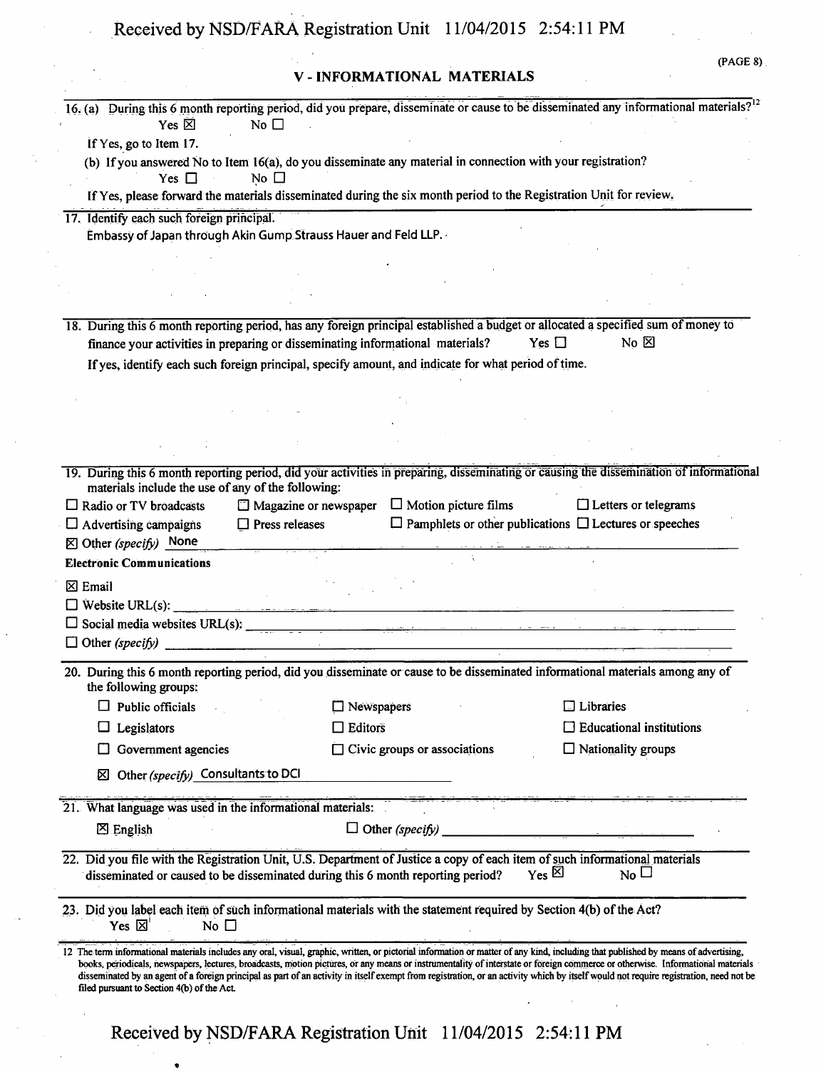## V - INFORMATIONAL MATERIALS

16. (a) During this 6 month reporting period, did you prepare, disseminate or cause to be disseminated any informational materials?[12]
   Yes ☒ No ☐

   If Yes, go to Item 17.

   (b) If you answered No to Item 16(a), do you disseminate any material in connection with your registration?
   Yes ☐ No ☐

   If Yes, please forward the materials disseminated during the six month period to the Registration Unit for review.

17. Identify each such foreign principal.

   Embassy of Japan through Akin Gump Strauss Hauer and Feld LLP.

18. During this 6 month reporting period, has any foreign principal established a budget or allocated a specified sum of money to finance your activities in preparing or disseminating informational materials? Yes ☐ No ☒

   If yes, identify each such foreign principal, specify amount, and indicate for what period of time.

19. During this 6 month reporting period, did your activities in preparing, disseminating or causing the dissemination of informational materials include the use of any of the following:

   ☐ Radio or TV broadcasts ☐ Magazine or newspaper ☐ Motion picture films ☐ Letters or telegrams

   ☐ Advertising campaigns ☐ Press releases ☐ Pamphlets or other publications ☐ Lectures or speeches

   ☒ Other *(specify)* None

   **Electronic Communications**

   ☒ Email

   ☐ Website URL(s):

   ☐ Social media websites URL(s):

   ☐ Other *(specify)*

20. During this 6 month reporting period, did you disseminate or cause to be disseminated informational materials among any of the following groups:

   ☐ Public officials ☐ Newspapers ☐ Libraries

   ☐ Legislators ☐ Editors ☐ Educational institutions

   ☐ Government agencies ☐ Civic groups or associations ☐ Nationality groups

   ☒ Other *(specify)* Consultants to DCI

21. What language was used in the informational materials:

   ☒ English ☐ Other *(specify)*

22. Did you file with the Registration Unit, U.S. Department of Justice a copy of each item of such informational materials disseminated or caused to be disseminated during this 6 month reporting period? Yes ☒ No ☐

23. Did you label each item of such informational materials with the statement required by Section 4(b) of the Act?
   Yes ☒ No ☐

[12] The term informational materials includes any oral, visual, graphic, written, or pictorial information or matter of any kind, including that published by means of advertising, books, periodicals, newspapers, lectures, broadcasts, motion pictures, or any means or instrumentality of interstate or foreign commerce or otherwise. Informational materials disseminated by an agent of a foreign principal as part of an activity in itself exempt from registration, or an activity which by itself would not require registration, need not be filed pursuant to Section 4(b) of the Act.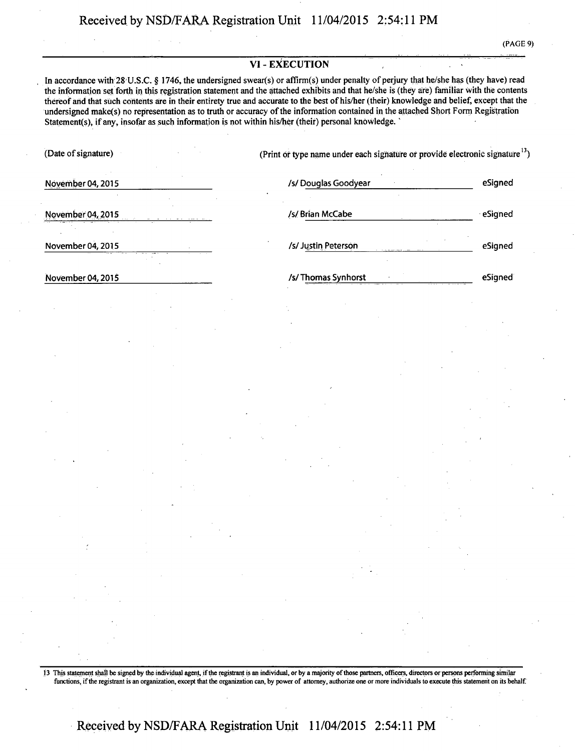## VI - EXECUTION

In accordance with 28 U.S.C. § 1746, the undersigned swear(s) or affirm(s) under penalty of perjury that he/she has (they have) read the information set forth in this registration statement and the attached exhibits and that he/she is (they are) familiar with the contents thereof and that such contents are in their entirety true and accurate to the best of his/her (their) knowledge and belief, except that the undersigned make(s) no representation as to truth or accuracy of the information contained in the attached Short Form Registration Statement(s), if any, insofar as such information is not within his/her (their) personal knowledge.

| (Date of signature) | (Print or type name under each signature or provide electronic signature[13]) | |
|---|---|---|
| November 04, 2015 | /s/ Douglas Goodyear | eSigned |
| November 04, 2015 | /s/ Brian McCabe | eSigned |
| November 04, 2015 | /s/ Justin Peterson | eSigned |
| November 04, 2015 | /s/ Thomas Synhorst | eSigned |

13 This statement shall be signed by the individual agent, if the registrant is an individual, or by a majority of those partners, officers, directors or persons performing similar functions, if the registrant is an organization, except that the organization can, by power of attorney, authorize one or more individuals to execute this statement on its behalf.